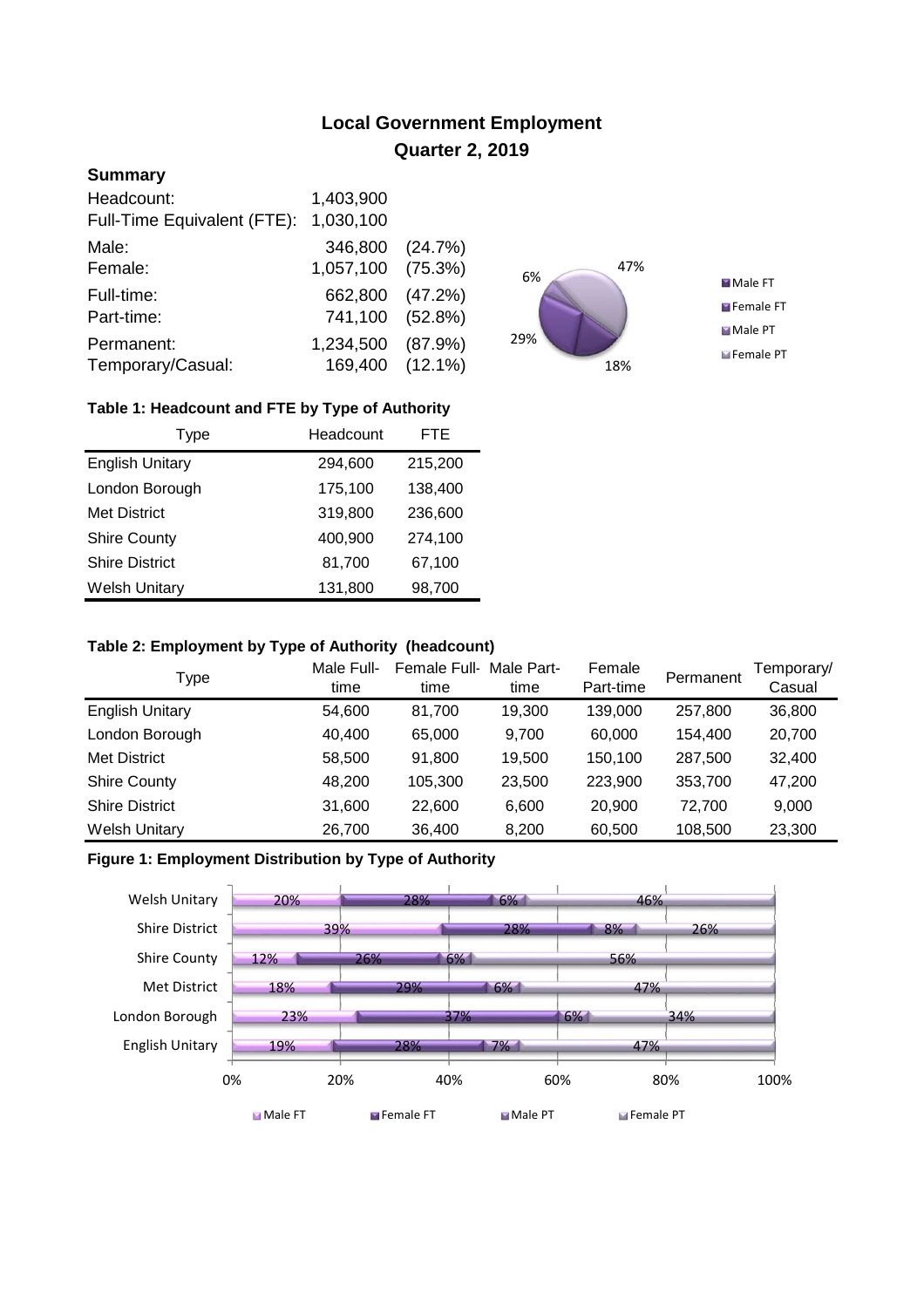# Local Government Employment

## Quarter 2, 2019

### Summary

| | | |
|---|---|---|
| Headcount: | 1,403,900 | |
| Full-Time Equivalent (FTE): | 1,030,100 | |
| Male: | 346,800 | (24.7%) |
| Female: | 1,057,100 | (75.3%) |
| Full-time: | 662,800 | (47.2%) |
| Part-time: | 741,100 | (52.8%) |
| Permanent: | 1,234,500 | (87.9%) |
| Temporary/Casual: | 169,400 | (12.1%) |

6%
47%
29%
18%

Male FT
Female FT
Male PT
Female PT

**Table 1: Headcount and FTE by Type of Authority**

| Type | Headcount | FTE |
|---|---|---|
| English Unitary | 294,600 | 215,200 |
| London Borough | 175,100 | 138,400 |
| Met District | 319,800 | 236,600 |
| Shire County | 400,900 | 274,100 |
| Shire District | 81,700 | 67,100 |
| Welsh Unitary | 131,800 | 98,700 |

**Table 2: Employment by Type of Authority (headcount)**

| Type | Male Full-time | Female Full-time | Male Part-time | Female Part-time | Permanent | Temporary/ Casual |
|---|---|---|---|---|---|---|
| English Unitary | 54,600 | 81,700 | 19,300 | 139,000 | 257,800 | 36,800 |
| London Borough | 40,400 | 65,000 | 9,700 | 60,000 | 154,400 | 20,700 |
| Met District | 58,500 | 91,800 | 19,500 | 150,100 | 287,500 | 32,400 |
| Shire County | 48,200 | 105,300 | 23,500 | 223,900 | 353,700 | 47,200 |
| Shire District | 31,600 | 22,600 | 6,600 | 20,900 | 72,700 | 9,000 |
| Welsh Unitary | 26,700 | 36,400 | 8,200 | 60,500 | 108,500 | 23,300 |

**Figure 1: Employment Distribution by Type of Authority**

| Type | Male FT | Female FT | Male PT | Female PT |
|---|---|---|---|---|
| Welsh Unitary | 20% | 28% | 6% | 46% |
| Shire District | 39% | 28% | 8% | 26% |
| Shire County | 12% | 26% | 6% | 56% |
| Met District | 18% | 29% | 6% | 47% |
| London Borough | 23% | 37% | 6% | 34% |
| English Unitary | 19% | 28% | 7% | 47% |

0% 20% 40% 60% 80% 100%

Male FT Female FT Male PT Female PT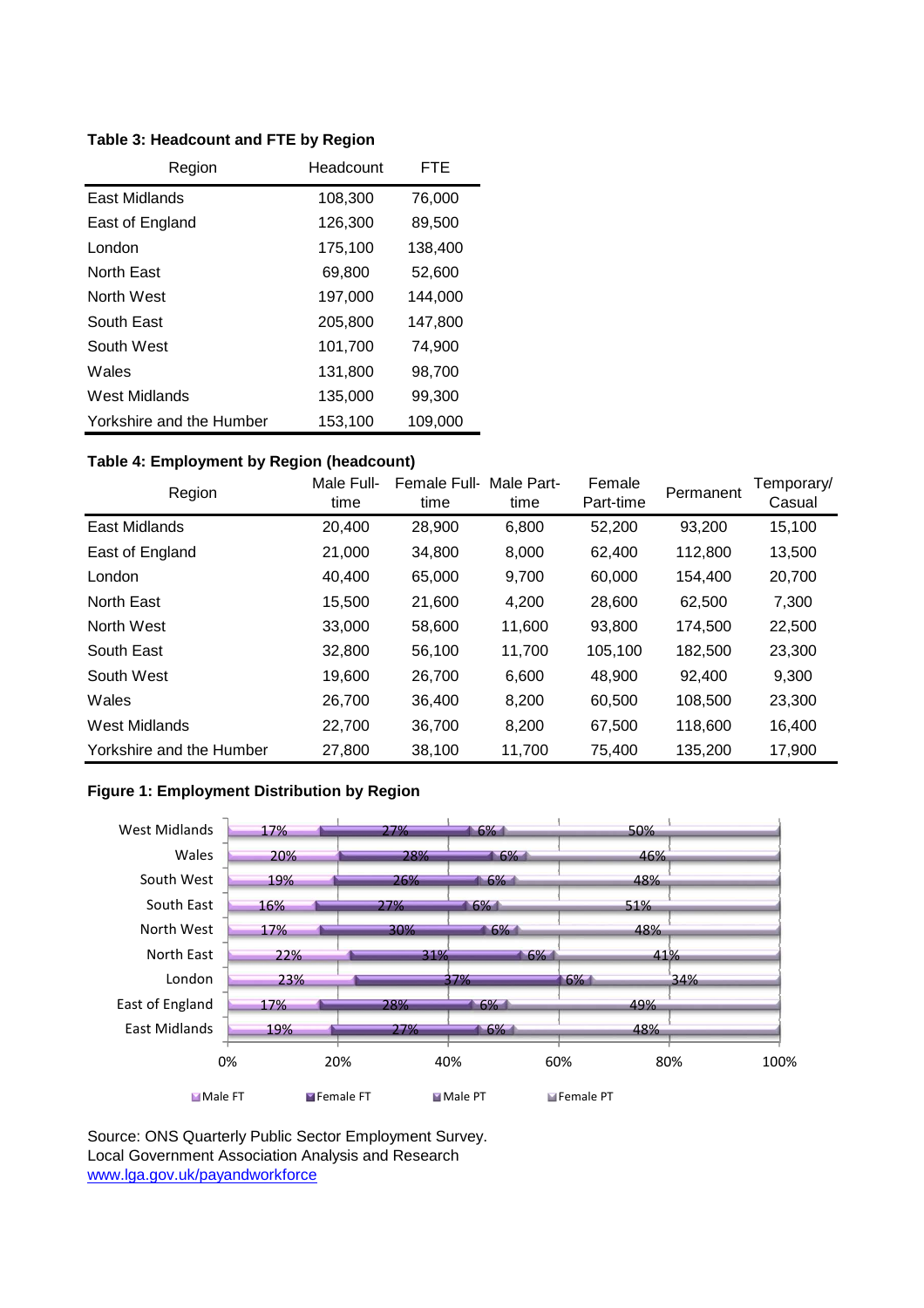**Table 3: Headcount and FTE by Region**

| Region | Headcount | FTE |
|---|---|---|
| East Midlands | 108,300 | 76,000 |
| East of England | 126,300 | 89,500 |
| London | 175,100 | 138,400 |
| North East | 69,800 | 52,600 |
| North West | 197,000 | 144,000 |
| South East | 205,800 | 147,800 |
| South West | 101,700 | 74,900 |
| Wales | 131,800 | 98,700 |
| West Midlands | 135,000 | 99,300 |
| Yorkshire and the Humber | 153,100 | 109,000 |

**Table 4: Employment by Region (headcount)**

| Region | Male Full-time | Female Full-time | Male Part-time | Female Part-time | Permanent | Temporary/ Casual |
|---|---|---|---|---|---|---|
| East Midlands | 20,400 | 28,900 | 6,800 | 52,200 | 93,200 | 15,100 |
| East of England | 21,000 | 34,800 | 8,000 | 62,400 | 112,800 | 13,500 |
| London | 40,400 | 65,000 | 9,700 | 60,000 | 154,400 | 20,700 |
| North East | 15,500 | 21,600 | 4,200 | 28,600 | 62,500 | 7,300 |
| North West | 33,000 | 58,600 | 11,600 | 93,800 | 174,500 | 22,500 |
| South East | 32,800 | 56,100 | 11,700 | 105,100 | 182,500 | 23,300 |
| South West | 19,600 | 26,700 | 6,600 | 48,900 | 92,400 | 9,300 |
| Wales | 26,700 | 36,400 | 8,200 | 60,500 | 108,500 | 23,300 |
| West Midlands | 22,700 | 36,700 | 8,200 | 67,500 | 118,600 | 16,400 |
| Yorkshire and the Humber | 27,800 | 38,100 | 11,700 | 75,400 | 135,200 | 17,900 |

**Figure 1: Employment Distribution by Region**

West Midlands 17% 27% 6% 50%
Wales 20% 28% 6% 46%
South West 19% 26% 6% 48%
South East 16% 27% 6% 51%
North West 17% 30% 6% 48%
North East 22% 31% 6% 41%
London 23% 37% 6% 34%
East of England 17% 28% 6% 49%
East Midlands 19% 27% 6% 48%

0% 20% 40% 60% 80% 100%

Male FT | Female FT | Male PT | Female PT

Source: ONS Quarterly Public Sector Employment Survey.
Local Government Association Analysis and Research
www.lga.gov.uk/payandworkforce